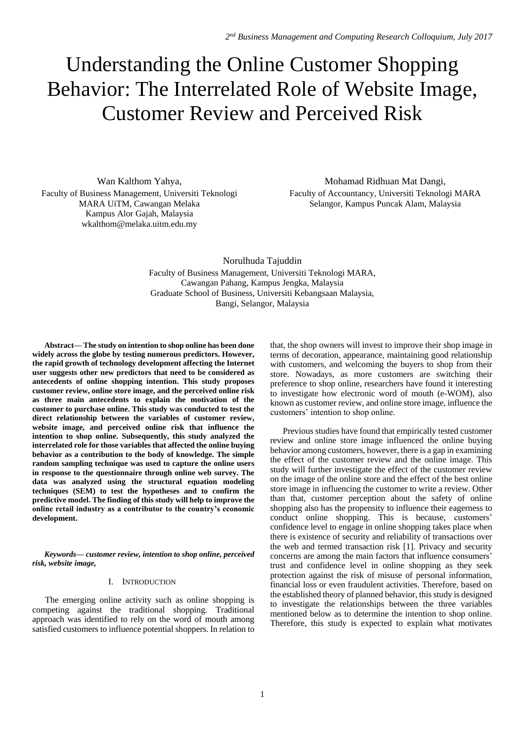# Understanding the Online Customer Shopping Behavior: The Interrelated Role of Website Image, Customer Review and Perceived Risk

Wan Kalthom Yahya,
Faculty of Business Management, Universiti Teknologi MARA UiTM, Cawangan Melaka
Kampus Alor Gajah, Malaysia
wkalthom@melaka.uitm.edu.my

Mohamad Ridhuan Mat Dangi,
Faculty of Accountancy, Universiti Teknologi MARA
Selangor, Kampus Puncak Alam, Malaysia

Norulhuda Tajuddin
Faculty of Business Management, Universiti Teknologi MARA,
Cawangan Pahang, Kampus Jengka, Malaysia
Graduate School of Business, Universiti Kebangsaan Malaysia,
Bangi, Selangor, Malaysia

**Abstract— The study on intention to shop online has been done widely across the globe by testing numerous predictors. However, the rapid growth of technology development affecting the Internet user suggests other new predictors that need to be considered as antecedents of online shopping intention. This study proposes customer review, online store image, and the perceived online risk as three main antecedents to explain the motivation of the customer to purchase online. This study was conducted to test the direct relationship between the variables of customer review, website image, and perceived online risk that influence the intention to shop online. Subsequently, this study analyzed the interrelated role for those variables that affected the online buying behavior as a contribution to the body of knowledge. The simple random sampling technique was used to capture the online users in response to the questionnaire through online web survey. The data was analyzed using the structural equation modeling techniques (SEM) to test the hypotheses and to confirm the predictive model. The finding of this study will help to improve the online retail industry as a contributor to the country's economic development.**

***Keywords— customer review, intention to shop online, perceived risk, website image,***

## I. Introduction

The emerging online activity such as online shopping is competing against the traditional shopping. Traditional approach was identified to rely on the word of mouth among satisfied customers to influence potential shoppers. In relation to that, the shop owners will invest to improve their shop image in terms of decoration, appearance, maintaining good relationship with customers, and welcoming the buyers to shop from their store. Nowadays, as more customers are switching their preference to shop online, researchers have found it interesting to investigate how electronic word of mouth (e-WOM), also known as customer review, and online store image, influence the customers' intention to shop online.

Previous studies have found that empirically tested customer review and online store image influenced the online buying behavior among customers, however, there is a gap in examining the effect of the customer review and the online image. This study will further investigate the effect of the customer review on the image of the online store and the effect of the best online store image in influencing the customer to write a review. Other than that, customer perception about the safety of online shopping also has the propensity to influence their eagerness to conduct online shopping. This is because, customers' confidence level to engage in online shopping takes place when there is existence of security and reliability of transactions over the web and termed transaction risk [1]. Privacy and security concerns are among the main factors that influence consumers' trust and confidence level in online shopping as they seek protection against the risk of misuse of personal information, financial loss or even fraudulent activities. Therefore, based on the established theory of planned behavior, this study is designed to investigate the relationships between the three variables mentioned below as to determine the intention to shop online. Therefore, this study is expected to explain what motivates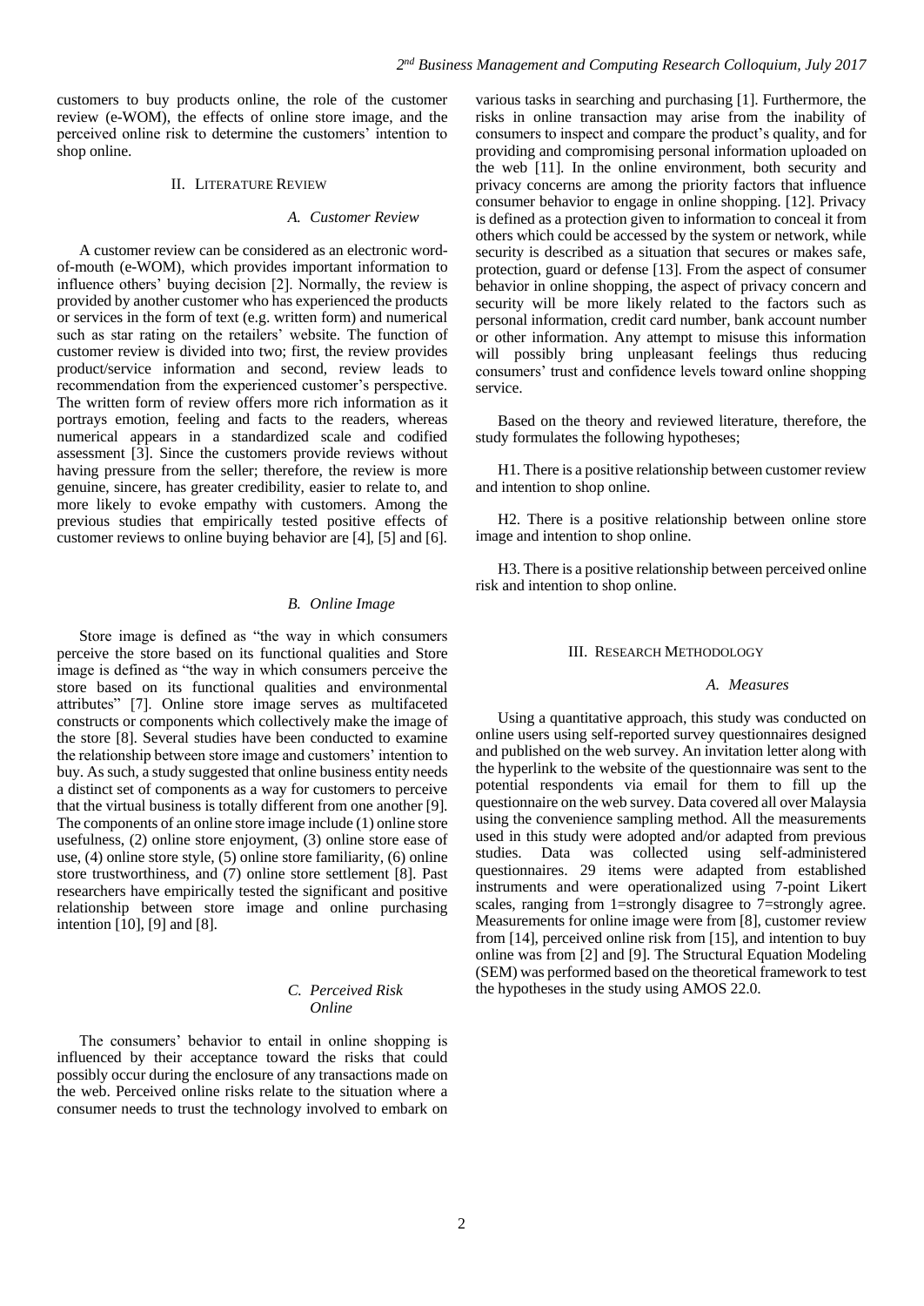customers to buy products online, the role of the customer review (e-WOM), the effects of online store image, and the perceived online risk to determine the customers' intention to shop online.

## II. Literature Review

### A. Customer Review

A customer review can be considered as an electronic word-of-mouth (e-WOM), which provides important information to influence others' buying decision [2]. Normally, the review is provided by another customer who has experienced the products or services in the form of text (e.g. written form) and numerical such as star rating on the retailers' website. The function of customer review is divided into two; first, the review provides product/service information and second, review leads to recommendation from the experienced customer's perspective. The written form of review offers more rich information as it portrays emotion, feeling and facts to the readers, whereas numerical appears in a standardized scale and codified assessment [3]. Since the customers provide reviews without having pressure from the seller; therefore, the review is more genuine, sincere, has greater credibility, easier to relate to, and more likely to evoke empathy with customers. Among the previous studies that empirically tested positive effects of customer reviews to online buying behavior are [4], [5] and [6].

### B. Online Image

Store image is defined as "the way in which consumers perceive the store based on its functional qualities and Store image is defined as "the way in which consumers perceive the store based on its functional qualities and environmental attributes" [7]. Online store image serves as multifaceted constructs or components which collectively make the image of the store [8]. Several studies have been conducted to examine the relationship between store image and customers' intention to buy. As such, a study suggested that online business entity needs a distinct set of components as a way for customers to perceive that the virtual business is totally different from one another [9]. The components of an online store image include (1) online store usefulness, (2) online store enjoyment, (3) online store ease of use, (4) online store style, (5) online store familiarity, (6) online store trustworthiness, and (7) online store settlement [8]. Past researchers have empirically tested the significant and positive relationship between store image and online purchasing intention [10], [9] and [8].

### C. Perceived Risk Online

The consumers' behavior to entail in online shopping is influenced by their acceptance toward the risks that could possibly occur during the enclosure of any transactions made on the web. Perceived online risks relate to the situation where a consumer needs to trust the technology involved to embark on various tasks in searching and purchasing [1]. Furthermore, the risks in online transaction may arise from the inability of consumers to inspect and compare the product's quality, and for providing and compromising personal information uploaded on the web [11]. In the online environment, both security and privacy concerns are among the priority factors that influence consumer behavior to engage in online shopping. [12]. Privacy is defined as a protection given to information to conceal it from others which could be accessed by the system or network, while security is described as a situation that secures or makes safe, protection, guard or defense [13]. From the aspect of consumer behavior in online shopping, the aspect of privacy concern and security will be more likely related to the factors such as personal information, credit card number, bank account number or other information. Any attempt to misuse this information will possibly bring unpleasant feelings thus reducing consumers' trust and confidence levels toward online shopping service.

Based on the theory and reviewed literature, therefore, the study formulates the following hypotheses;

H1. There is a positive relationship between customer review and intention to shop online.

H2. There is a positive relationship between online store image and intention to shop online.

H3. There is a positive relationship between perceived online risk and intention to shop online.

## III. Research Methodology

### A. Measures

Using a quantitative approach, this study was conducted on online users using self-reported survey questionnaires designed and published on the web survey. An invitation letter along with the hyperlink to the website of the questionnaire was sent to the potential respondents via email for them to fill up the questionnaire on the web survey. Data covered all over Malaysia using the convenience sampling method. All the measurements used in this study were adopted and/or adapted from previous studies. Data was collected using self-administered questionnaires. 29 items were adapted from established instruments and were operationalized using 7-point Likert scales, ranging from 1=strongly disagree to 7=strongly agree. Measurements for online image were from [8], customer review from [14], perceived online risk from [15], and intention to buy online was from [2] and [9]. The Structural Equation Modeling (SEM) was performed based on the theoretical framework to test the hypotheses in the study using AMOS 22.0.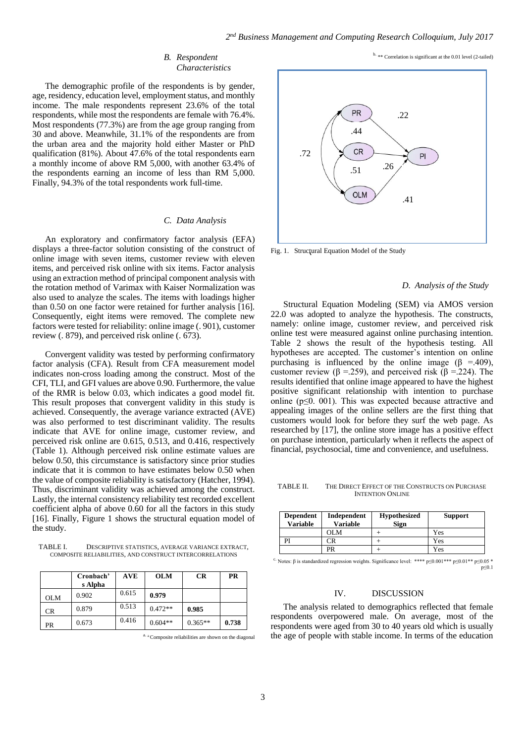### B. Respondent Characteristics

The demographic profile of the respondents is by gender, age, residency, education level, employment status, and monthly income. The male respondents represent 23.6% of the total respondents, while most the respondents are female with 76.4%. Most respondents (77.3%) are from the age group ranging from 30 and above. Meanwhile, 31.1% of the respondents are from the urban area and the majority hold either Master or PhD qualification (81%). About 47.6% of the total respondents earn a monthly income of above RM 5,000, with another 63.4% of the respondents earning an income of less than RM 5,000. Finally, 94.3% of the total respondents work full-time.

### C. Data Analysis

An exploratory and confirmatory factor analysis (EFA) displays a three-factor solution consisting of the construct of online image with seven items, customer review with eleven items, and perceived risk online with six items. Factor analysis using an extraction method of principal component analysis with the rotation method of Varimax with Kaiser Normalization was also used to analyze the scales. The items with loadings higher than 0.50 on one factor were retained for further analysis [16]. Consequently, eight items were removed. The complete new factors were tested for reliability: online image (. 901), customer review (. 879), and perceived risk online (. 673).

Convergent validity was tested by performing confirmatory factor analysis (CFA). Result from CFA measurement model indicates non-cross loading among the construct. Most of the CFI, TLI, and GFI values are above 0.90. Furthermore, the value of the RMR is below 0.03, which indicates a good model fit. This result proposes that convergent validity in this study is achieved. Consequently, the average variance extracted (AVE) was also performed to test discriminant validity. The results indicate that AVE for online image, customer review, and perceived risk online are 0.615, 0.513, and 0.416, respectively (Table 1). Although perceived risk online estimate values are below 0.50, this circumstance is satisfactory since prior studies indicate that it is common to have estimates below 0.50 when the value of composite reliability is satisfactory (Hatcher, 1994). Thus, discriminant validity was achieved among the construct. Lastly, the internal consistency reliability test recorded excellent coefficient alpha of above 0.60 for all the factors in this study [16]. Finally, Figure 1 shows the structural equation model of the study.

TABLE I. DESCRIPTIVE STATISTICS, AVERAGE VARIANCE EXTRACT, COMPOSITE RELIABILITIES, AND CONSTRUCT INTERCORRELATIONS

| | Cronbach's Alpha | AVE | OLM | CR | PR |
|---|---|---|---|---|---|
| OLM | 0.902 | 0.615 | **0.979** | | |
| CR | 0.879 | 0.513 | 0.472** | **0.985** | |
| PR | 0.673 | 0.416 | 0.604** | 0.365** | **0.738** |

a. a Composite reliabilities are shown on the diagonal

b. ** Correlation is significant at the 0.01 level (2-tailed)

Fig. 1. Structural Equation Model of the Study

### D. Analysis of the Study

Structural Equation Modeling (SEM) via AMOS version 22.0 was adopted to analyze the hypothesis. The constructs, namely: online image, customer review, and perceived risk online test were measured against online purchasing intention. Table 2 shows the result of the hypothesis testing. All hypotheses are accepted. The customer's intention on online purchasing is influenced by the online image ($\beta$ =.409), customer review ($\beta$ =.259), and perceived risk ($\beta$ =.224). The results identified that online image appeared to have the highest positive significant relationship with intention to purchase online ($p \leq 0.001$). This was expected because attractive and appealing images of the online sellers are the first thing that customers would look for before they surf the web page. As researched by [17], the online store image has a positive effect on purchase intention, particularly when it reflects the aspect of financial, psychosocial, time and convenience, and usefulness.

TABLE II. THE DIRECT EFFECT OF THE CONSTRUCTS ON PURCHASE INTENTION ONLINE

| Dependent Variable | Independent Variable | Hypothesized Sign | Support |
|---|---|---|---|
| | OLM | + | Yes |
| PI | CR | + | Yes |
| | PR | + | Yes |

c. Notes: $\beta$ is standardized regression weights. Significance level: **** $p \leq 0.001$*** $p \leq 0.01$** $p \leq 0.05$ * $p \leq 0.1$

## IV. DISCUSSION

The analysis related to demographics reflected that female respondents overpowered male. On average, most of the respondents were aged from 30 to 40 years old which is usually the age of people with stable income. In terms of the education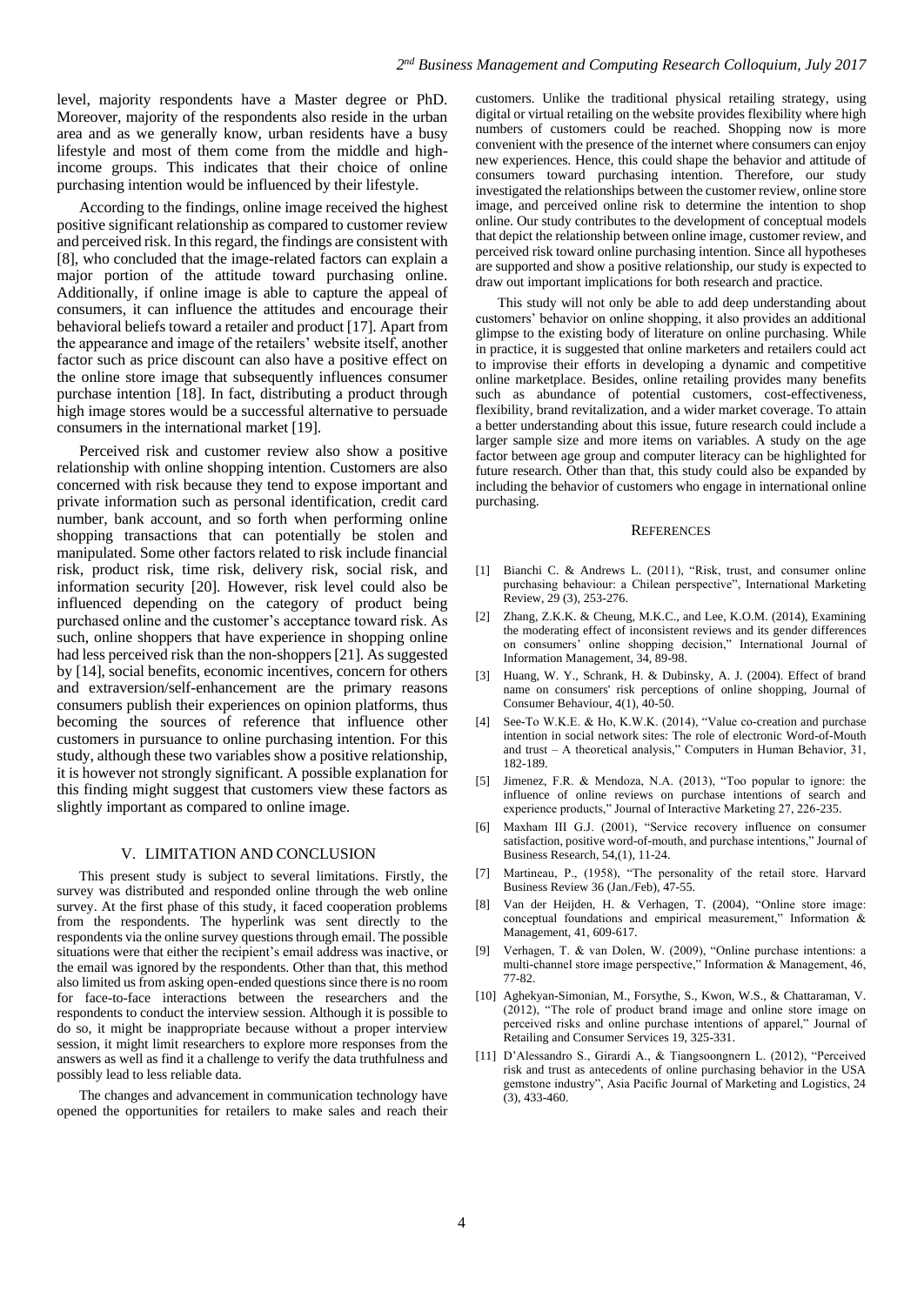level, majority respondents have a Master degree or PhD. Moreover, majority of the respondents also reside in the urban area and as we generally know, urban residents have a busy lifestyle and most of them come from the middle and high-income groups. This indicates that their choice of online purchasing intention would be influenced by their lifestyle.

According to the findings, online image received the highest positive significant relationship as compared to customer review and perceived risk. In this regard, the findings are consistent with [8], who concluded that the image-related factors can explain a major portion of the attitude toward purchasing online. Additionally, if online image is able to capture the appeal of consumers, it can influence the attitudes and encourage their behavioral beliefs toward a retailer and product [17]. Apart from the appearance and image of the retailers' website itself, another factor such as price discount can also have a positive effect on the online store image that subsequently influences consumer purchase intention [18]. In fact, distributing a product through high image stores would be a successful alternative to persuade consumers in the international market [19].

Perceived risk and customer review also show a positive relationship with online shopping intention. Customers are also concerned with risk because they tend to expose important and private information such as personal identification, credit card number, bank account, and so forth when performing online shopping transactions that can potentially be stolen and manipulated. Some other factors related to risk include financial risk, product risk, time risk, delivery risk, social risk, and information security [20]. However, risk level could also be influenced depending on the category of product being purchased online and the customer's acceptance toward risk. As such, online shoppers that have experience in shopping online had less perceived risk than the non-shoppers [21]. As suggested by [14], social benefits, economic incentives, concern for others and extraversion/self-enhancement are the primary reasons consumers publish their experiences on opinion platforms, thus becoming the sources of reference that influence other customers in pursuance to online purchasing intention. For this study, although these two variables show a positive relationship, it is however not strongly significant. A possible explanation for this finding might suggest that customers view these factors as slightly important as compared to online image.

## V. LIMITATION AND CONCLUSION

This present study is subject to several limitations. Firstly, the survey was distributed and responded online through the web online survey. At the first phase of this study, it faced cooperation problems from the respondents. The hyperlink was sent directly to the respondents via the online survey questions through email. The possible situations were that either the recipient's email address was inactive, or the email was ignored by the respondents. Other than that, this method also limited us from asking open-ended questions since there is no room for face-to-face interactions between the researchers and the respondents to conduct the interview session. Although it is possible to do so, it might be inappropriate because without a proper interview session, it might limit researchers to explore more responses from the answers as well as find it a challenge to verify the data truthfulness and possibly lead to less reliable data.

The changes and advancement in communication technology have opened the opportunities for retailers to make sales and reach their customers. Unlike the traditional physical retailing strategy, using digital or virtual retailing on the website provides flexibility where high numbers of customers could be reached. Shopping now is more convenient with the presence of the internet where consumers can enjoy new experiences. Hence, this could shape the behavior and attitude of consumers toward purchasing intention. Therefore, our study investigated the relationships between the customer review, online store image, and perceived online risk to determine the intention to shop online. Our study contributes to the development of conceptual models that depict the relationship between online image, customer review, and perceived risk toward online purchasing intention. Since all hypotheses are supported and show a positive relationship, our study is expected to draw out important implications for both research and practice.

This study will not only be able to add deep understanding about customers' behavior on online shopping, it also provides an additional glimpse to the existing body of literature on online purchasing. While in practice, it is suggested that online marketers and retailers could act to improvise their efforts in developing a dynamic and competitive online marketplace. Besides, online retailing provides many benefits such as abundance of potential customers, cost-effectiveness, flexibility, brand revitalization, and a wider market coverage. To attain a better understanding about this issue, future research could include a larger sample size and more items on variables. A study on the age factor between age group and computer literacy can be highlighted for future research. Other than that, this study could also be expanded by including the behavior of customers who engage in international online purchasing.

## REFERENCES

[1] Bianchi C. & Andrews L. (2011), "Risk, trust, and consumer online purchasing behaviour: a Chilean perspective", International Marketing Review, 29 (3), 253-276.

[2] Zhang, Z.K.K. & Cheung, M.K.C., and Lee, K.O.M. (2014), Examining the moderating effect of inconsistent reviews and its gender differences on consumers' online shopping decision," International Journal of Information Management, 34, 89-98.

[3] Huang, W. Y., Schrank, H. & Dubinsky, A. J. (2004). Effect of brand name on consumers' risk perceptions of online shopping, Journal of Consumer Behaviour, 4(1), 40-50.

[4] See-To W.K.E. & Ho, K.W.K. (2014), "Value co-creation and purchase intention in social network sites: The role of electronic Word-of-Mouth and trust – A theoretical analysis," Computers in Human Behavior, 31, 182-189.

[5] Jimenez, F.R. & Mendoza, N.A. (2013), "Too popular to ignore: the influence of online reviews on purchase intentions of search and experience products," Journal of Interactive Marketing 27, 226-235.

[6] Maxham III G.J. (2001), "Service recovery influence on consumer satisfaction, positive word-of-mouth, and purchase intentions," Journal of Business Research, 54,(1), 11-24.

[7] Martineau, P., (1958), "The personality of the retail store. Harvard Business Review 36 (Jan./Feb), 47-55.

[8] Van der Heijden, H. & Verhagen, T. (2004), "Online store image: conceptual foundations and empirical measurement," Information & Management, 41, 609-617.

[9] Verhagen, T. & van Dolen, W. (2009), "Online purchase intentions: a multi-channel store image perspective," Information & Management, 46, 77-82.

[10] Aghekyan-Simonian, M., Forsythe, S., Kwon, W.S., & Chattaraman, V. (2012), "The role of product brand image and online store image on perceived risks and online purchase intentions of apparel," Journal of Retailing and Consumer Services 19, 325-331.

[11] D'Alessandro S., Girardi A., & Tiangsoongnern L. (2012), "Perceived risk and trust as antecedents of online purchasing behavior in the USA gemstone industry", Asia Pacific Journal of Marketing and Logistics, 24 (3), 433-460.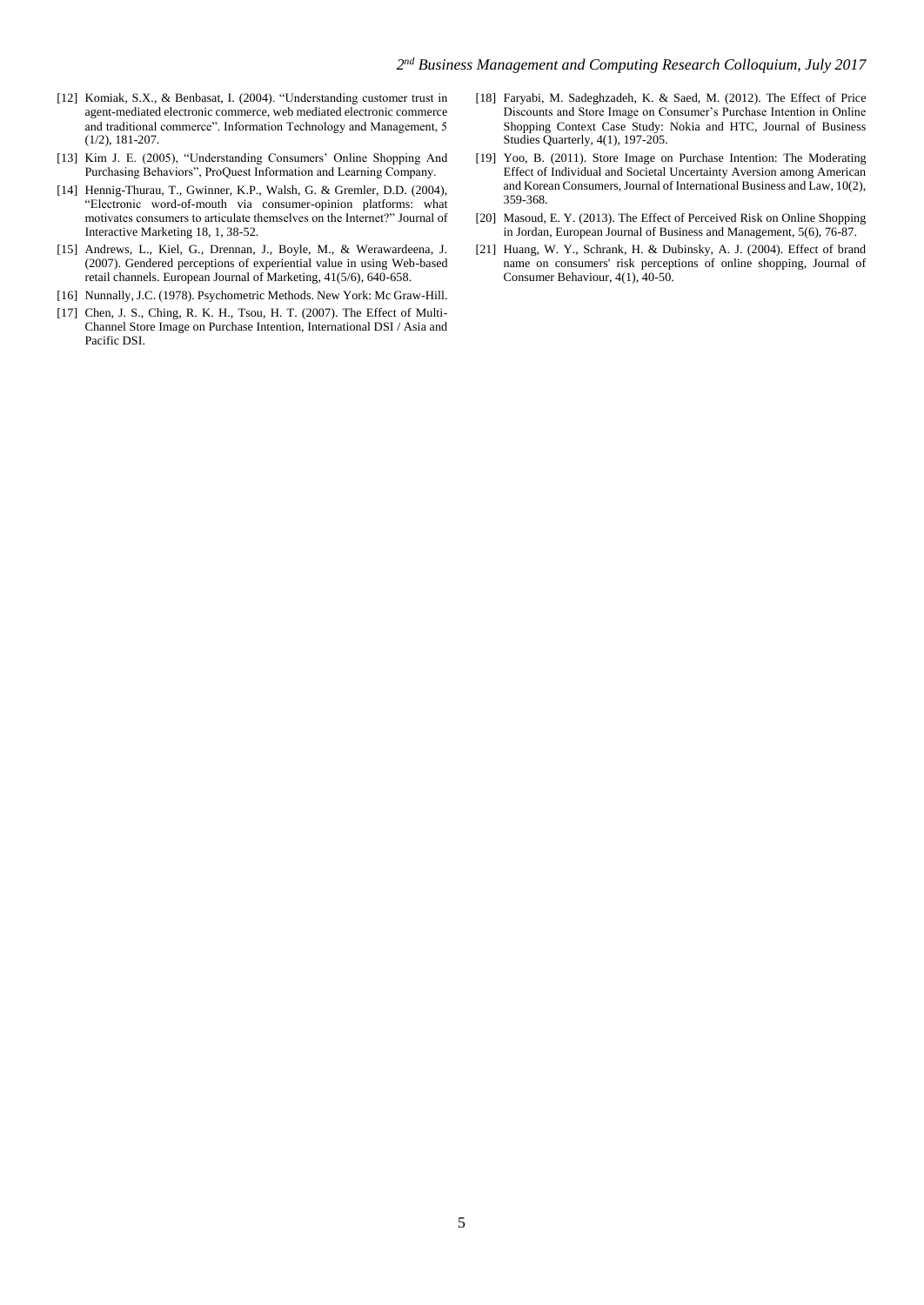[12] Komiak, S.X., & Benbasat, I. (2004). "Understanding customer trust in agent-mediated electronic commerce, web mediated electronic commerce and traditional commerce". Information Technology and Management, 5 (1/2), 181-207.

[13] Kim J. E. (2005), "Understanding Consumers' Online Shopping And Purchasing Behaviors", ProQuest Information and Learning Company.

[14] Hennig-Thurau, T., Gwinner, K.P., Walsh, G. & Gremler, D.D. (2004), "Electronic word-of-mouth via consumer-opinion platforms: what motivates consumers to articulate themselves on the Internet?" Journal of Interactive Marketing 18, 1, 38-52.

[15] Andrews, L., Kiel, G., Drennan, J., Boyle, M., & Werawardeena, J. (2007). Gendered perceptions of experiential value in using Web-based retail channels. European Journal of Marketing, 41(5/6), 640-658.

[16] Nunnally, J.C. (1978). Psychometric Methods. New York: Mc Graw-Hill.

[17] Chen, J. S., Ching, R. K. H., Tsou, H. T. (2007). The Effect of Multi-Channel Store Image on Purchase Intention, International DSI / Asia and Pacific DSI.

[18] Faryabi, M. Sadeghzadeh, K. & Saed, M. (2012). The Effect of Price Discounts and Store Image on Consumer's Purchase Intention in Online Shopping Context Case Study: Nokia and HTC, Journal of Business Studies Quarterly, 4(1), 197-205.

[19] Yoo, B. (2011). Store Image on Purchase Intention: The Moderating Effect of Individual and Societal Uncertainty Aversion among American and Korean Consumers, Journal of International Business and Law, 10(2), 359-368.

[20] Masoud, E. Y. (2013). The Effect of Perceived Risk on Online Shopping in Jordan, European Journal of Business and Management, 5(6), 76-87.

[21] Huang, W. Y., Schrank, H. & Dubinsky, A. J. (2004). Effect of brand name on consumers' risk perceptions of online shopping, Journal of Consumer Behaviour, 4(1), 40-50.